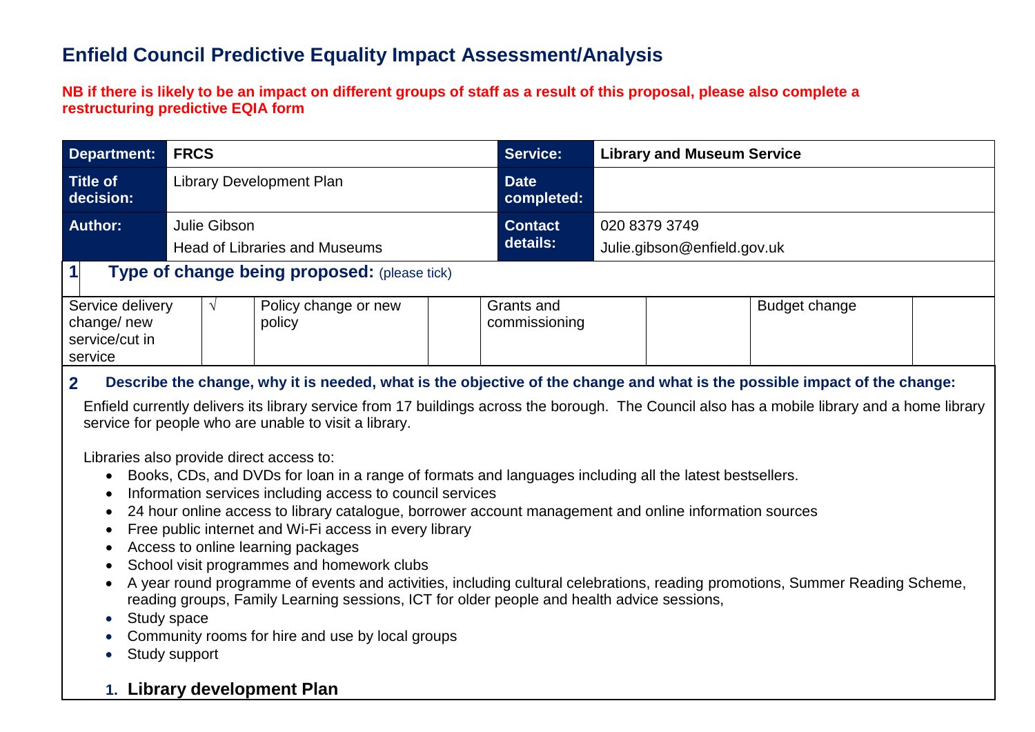# Enfield Council Predictive Equality Impact Assessment/Analysis

**NB if there is likely to be an impact on different groups of staff as a result of this proposal, please also complete a restructuring predictive EQIA form**

| **Department:** | **FRCS** | **Service:** | **Library and Museum Service** |
|---|---|---|---|
| **Title of decision:** | Library Development Plan | **Date completed:** | |
| **Author:** | Julie Gibson<br>Head of Libraries and Museums | **Contact details:** | 020 8379 3749<br>Julie.gibson@enfield.gov.uk |

## 1 Type of change being proposed: (please tick)

| Service delivery change/ new service/cut in service | √ | Policy change or new policy | | Grants and commissioning | | Budget change | |
|---|---|---|---|---|---|---|---|

## 2 Describe the change, why it is needed, what is the objective of the change and what is the possible impact of the change:

Enfield currently delivers its library service from 17 buildings across the borough. The Council also has a mobile library and a home library service for people who are unable to visit a library.

Libraries also provide direct access to:

- Books, CDs, and DVDs for loan in a range of formats and languages including all the latest bestsellers.
- Information services including access to council services
- 24 hour online access to library catalogue, borrower account management and online information sources
- Free public internet and Wi-Fi access in every library
- Access to online learning packages
- School visit programmes and homework clubs
- A year round programme of events and activities, including cultural celebrations, reading promotions, Summer Reading Scheme, reading groups, Family Learning sessions, ICT for older people and health advice sessions,
- Study space
- Community rooms for hire and use by local groups
- Study support

1. **Library development Plan**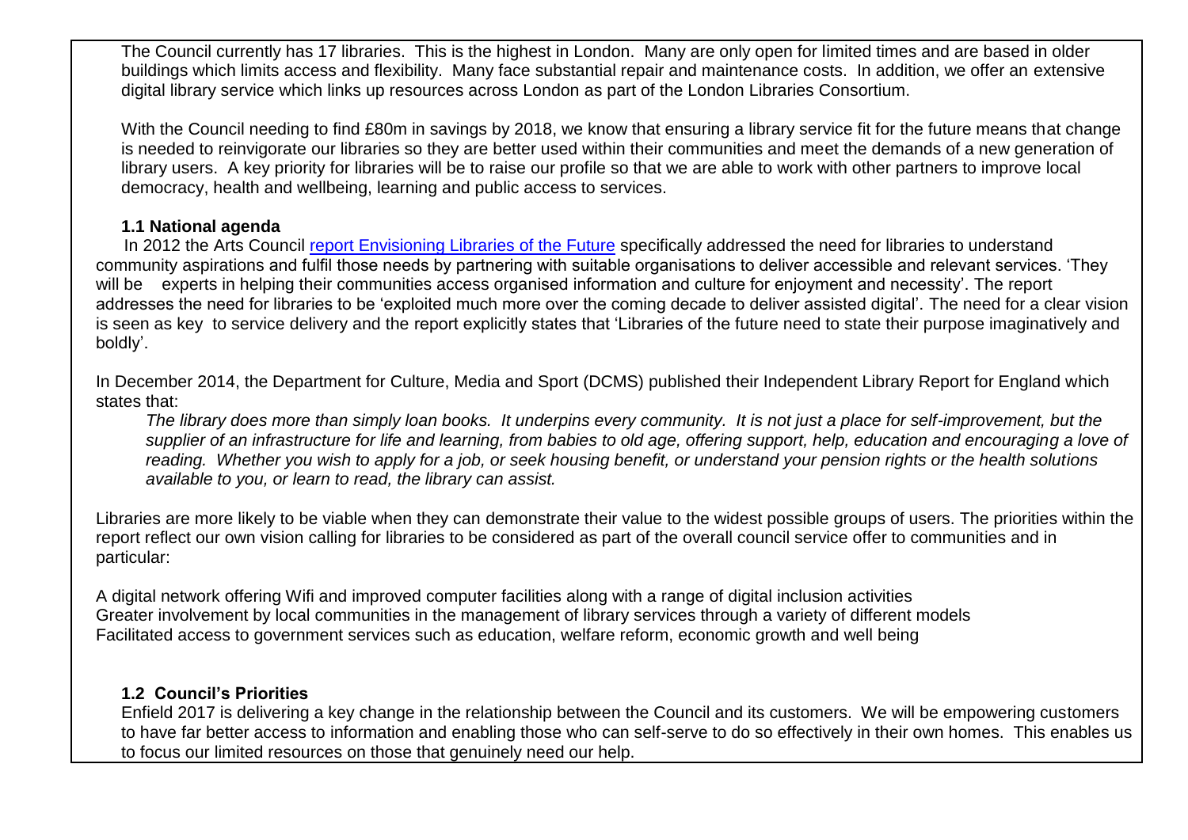The Council currently has 17 libraries. This is the highest in London. Many are only open for limited times and are based in older buildings which limits access and flexibility. Many face substantial repair and maintenance costs. In addition, we offer an extensive digital library service which links up resources across London as part of the London Libraries Consortium.

With the Council needing to find £80m in savings by 2018, we know that ensuring a library service fit for the future means that change is needed to reinvigorate our libraries so they are better used within their communities and meet the demands of a new generation of library users. A key priority for libraries will be to raise our profile so that we are able to work with other partners to improve local democracy, health and wellbeing, learning and public access to services.

### 1.1 National agenda

In 2012 the Arts Council report Envisioning Libraries of the Future specifically addressed the need for libraries to understand community aspirations and fulfil those needs by partnering with suitable organisations to deliver accessible and relevant services. 'They will be experts in helping their communities access organised information and culture for enjoyment and necessity'. The report addresses the need for libraries to be 'exploited much more over the coming decade to deliver assisted digital'. The need for a clear vision is seen as key to service delivery and the report explicitly states that 'Libraries of the future need to state their purpose imaginatively and boldly'.

In December 2014, the Department for Culture, Media and Sport (DCMS) published their Independent Library Report for England which states that:

> *The library does more than simply loan books. It underpins every community. It is not just a place for self-improvement, but the supplier of an infrastructure for life and learning, from babies to old age, offering support, help, education and encouraging a love of reading. Whether you wish to apply for a job, or seek housing benefit, or understand your pension rights or the health solutions available to you, or learn to read, the library can assist.*

Libraries are more likely to be viable when they can demonstrate their value to the widest possible groups of users. The priorities within the report reflect our own vision calling for libraries to be considered as part of the overall council service offer to communities and in particular:

A digital network offering Wifi and improved computer facilities along with a range of digital inclusion activities
Greater involvement by local communities in the management of library services through a variety of different models
Facilitated access to government services such as education, welfare reform, economic growth and well being

### 1.2 Council's Priorities

Enfield 2017 is delivering a key change in the relationship between the Council and its customers. We will be empowering customers to have far better access to information and enabling those who can self-serve to do so effectively in their own homes. This enables us to focus our limited resources on those that genuinely need our help.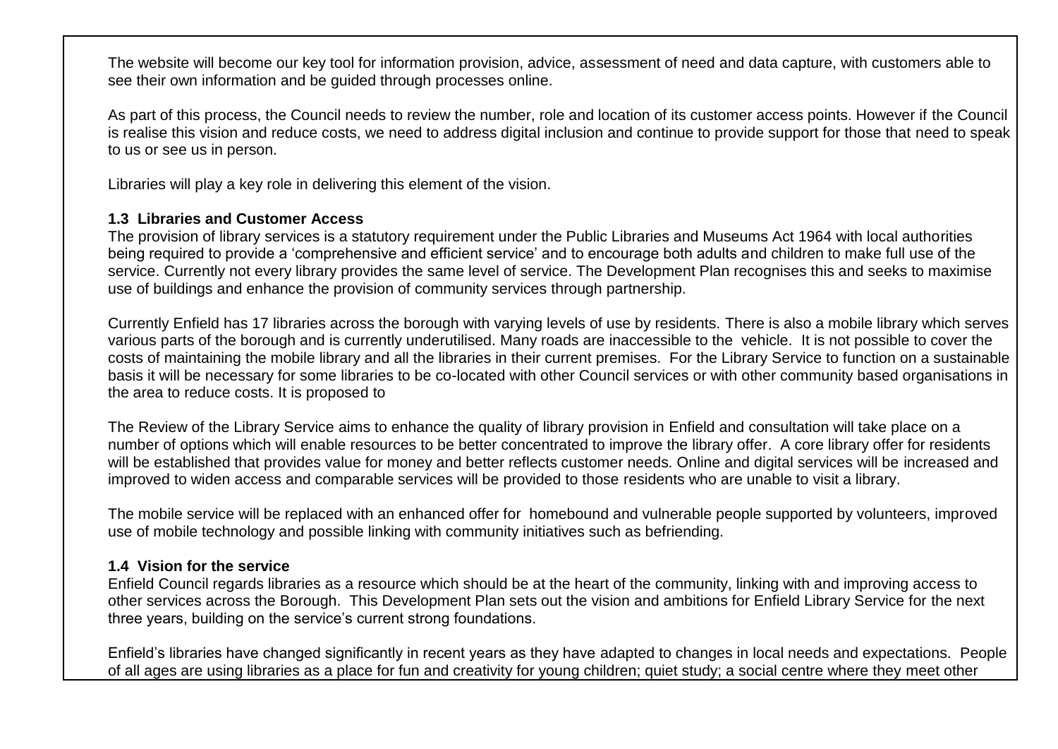The website will become our key tool for information provision, advice, assessment of need and data capture, with customers able to see their own information and be guided through processes online.

As part of this process, the Council needs to review the number, role and location of its customer access points. However if the Council is realise this vision and reduce costs, we need to address digital inclusion and continue to provide support for those that need to speak to us or see us in person.

Libraries will play a key role in delivering this element of the vision.

### 1.3 Libraries and Customer Access

The provision of library services is a statutory requirement under the Public Libraries and Museums Act 1964 with local authorities being required to provide a 'comprehensive and efficient service' and to encourage both adults and children to make full use of the service. Currently not every library provides the same level of service. The Development Plan recognises this and seeks to maximise use of buildings and enhance the provision of community services through partnership.

Currently Enfield has 17 libraries across the borough with varying levels of use by residents. There is also a mobile library which serves various parts of the borough and is currently underutilised. Many roads are inaccessible to the vehicle. It is not possible to cover the costs of maintaining the mobile library and all the libraries in their current premises. For the Library Service to function on a sustainable basis it will be necessary for some libraries to be co-located with other Council services or with other community based organisations in the area to reduce costs. It is proposed to

The Review of the Library Service aims to enhance the quality of library provision in Enfield and consultation will take place on a number of options which will enable resources to be better concentrated to improve the library offer. A core library offer for residents will be established that provides value for money and better reflects customer needs. Online and digital services will be increased and improved to widen access and comparable services will be provided to those residents who are unable to visit a library.

The mobile service will be replaced with an enhanced offer for homebound and vulnerable people supported by volunteers, improved use of mobile technology and possible linking with community initiatives such as befriending.

### 1.4 Vision for the service

Enfield Council regards libraries as a resource which should be at the heart of the community, linking with and improving access to other services across the Borough. This Development Plan sets out the vision and ambitions for Enfield Library Service for the next three years, building on the service's current strong foundations.

Enfield's libraries have changed significantly in recent years as they have adapted to changes in local needs and expectations. People of all ages are using libraries as a place for fun and creativity for young children; quiet study; a social centre where they meet other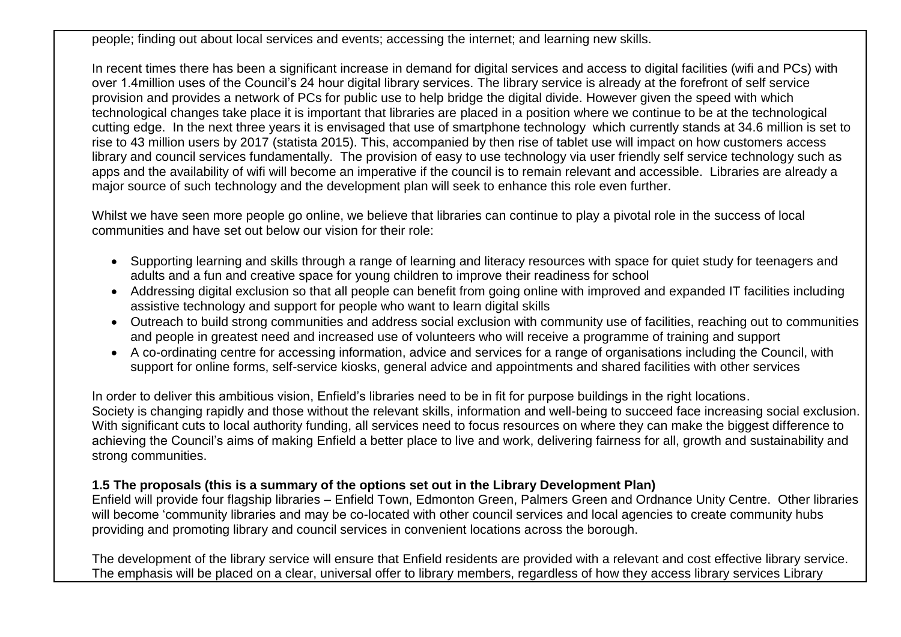people; finding out about local services and events; accessing the internet; and learning new skills.

In recent times there has been a significant increase in demand for digital services and access to digital facilities (wifi and PCs) with over 1.4million uses of the Council's 24 hour digital library services. The library service is already at the forefront of self service provision and provides a network of PCs for public use to help bridge the digital divide. However given the speed with which technological changes take place it is important that libraries are placed in a position where we continue to be at the technological cutting edge. In the next three years it is envisaged that use of smartphone technology which currently stands at 34.6 million is set to rise to 43 million users by 2017 (statista 2015). This, accompanied by then rise of tablet use will impact on how customers access library and council services fundamentally. The provision of easy to use technology via user friendly self service technology such as apps and the availability of wifi will become an imperative if the council is to remain relevant and accessible. Libraries are already a major source of such technology and the development plan will seek to enhance this role even further.

Whilst we have seen more people go online, we believe that libraries can continue to play a pivotal role in the success of local communities and have set out below our vision for their role:

- Supporting learning and skills through a range of learning and literacy resources with space for quiet study for teenagers and adults and a fun and creative space for young children to improve their readiness for school
- Addressing digital exclusion so that all people can benefit from going online with improved and expanded IT facilities including assistive technology and support for people who want to learn digital skills
- Outreach to build strong communities and address social exclusion with community use of facilities, reaching out to communities and people in greatest need and increased use of volunteers who will receive a programme of training and support
- A co-ordinating centre for accessing information, advice and services for a range of organisations including the Council, with support for online forms, self-service kiosks, general advice and appointments and shared facilities with other services

In order to deliver this ambitious vision, Enfield's libraries need to be in fit for purpose buildings in the right locations.
Society is changing rapidly and those without the relevant skills, information and well-being to succeed face increasing social exclusion. With significant cuts to local authority funding, all services need to focus resources on where they can make the biggest difference to achieving the Council's aims of making Enfield a better place to live and work, delivering fairness for all, growth and sustainability and strong communities.

**1.5 The proposals (this is a summary of the options set out in the Library Development Plan)**
Enfield will provide four flagship libraries – Enfield Town, Edmonton Green, Palmers Green and Ordnance Unity Centre. Other libraries will become 'community libraries and may be co-located with other council services and local agencies to create community hubs providing and promoting library and council services in convenient locations across the borough.

The development of the library service will ensure that Enfield residents are provided with a relevant and cost effective library service. The emphasis will be placed on a clear, universal offer to library members, regardless of how they access library services Library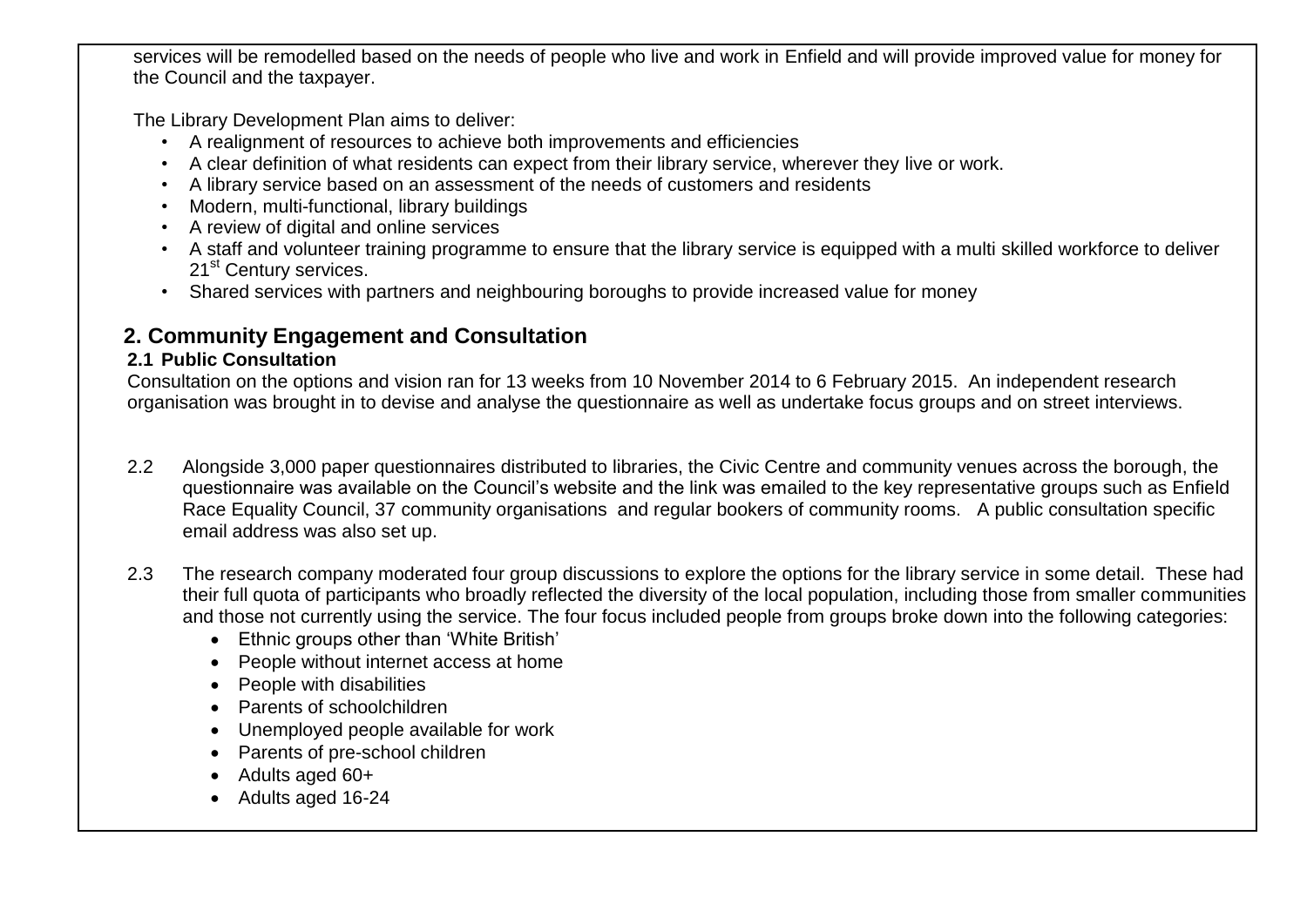services will be remodelled based on the needs of people who live and work in Enfield and will provide improved value for money for the Council and the taxpayer.

The Library Development Plan aims to deliver:

- A realignment of resources to achieve both improvements and efficiencies
- A clear definition of what residents can expect from their library service, wherever they live or work.
- A library service based on an assessment of the needs of customers and residents
- Modern, multi-functional, library buildings
- A review of digital and online services
- A staff and volunteer training programme to ensure that the library service is equipped with a multi skilled workforce to deliver 21st Century services.
- Shared services with partners and neighbouring boroughs to provide increased value for money

## 2. Community Engagement and Consultation

### 2.1 Public Consultation

Consultation on the options and vision ran for 13 weeks from 10 November 2014 to 6 February 2015. An independent research organisation was brought in to devise and analyse the questionnaire as well as undertake focus groups and on street interviews.

2.2 Alongside 3,000 paper questionnaires distributed to libraries, the Civic Centre and community venues across the borough, the questionnaire was available on the Council's website and the link was emailed to the key representative groups such as Enfield Race Equality Council, 37 community organisations and regular bookers of community rooms. A public consultation specific email address was also set up.

2.3 The research company moderated four group discussions to explore the options for the library service in some detail. These had their full quota of participants who broadly reflected the diversity of the local population, including those from smaller communities and those not currently using the service. The four focus included people from groups broke down into the following categories:

- Ethnic groups other than 'White British'
- People without internet access at home
- People with disabilities
- Parents of schoolchildren
- Unemployed people available for work
- Parents of pre-school children
- Adults aged 60+
- Adults aged 16-24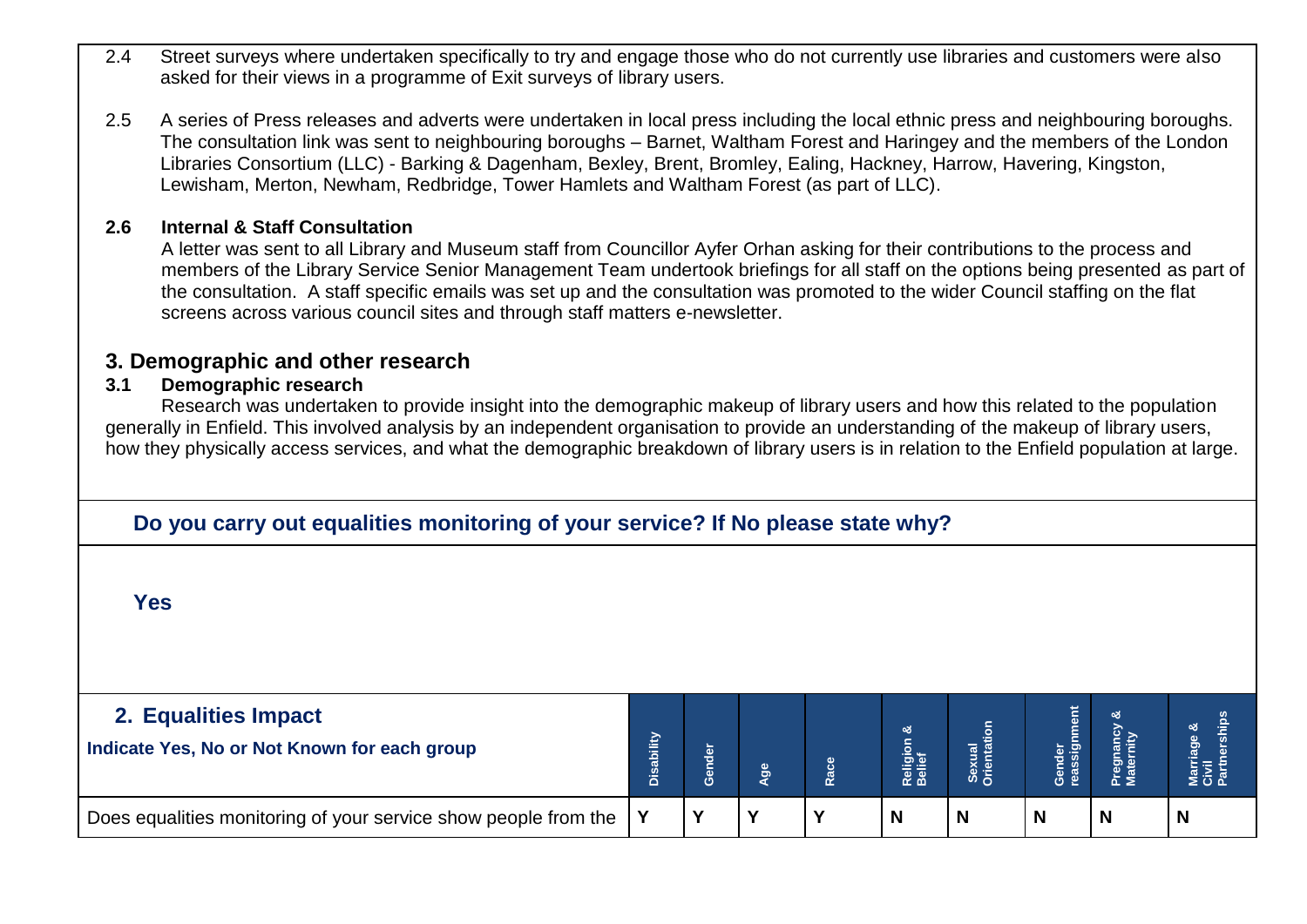2.4 Street surveys where undertaken specifically to try and engage those who do not currently use libraries and customers were also asked for their views in a programme of Exit surveys of library users.

2.5 A series of Press releases and adverts were undertaken in local press including the local ethnic press and neighbouring boroughs. The consultation link was sent to neighbouring boroughs – Barnet, Waltham Forest and Haringey and the members of the London Libraries Consortium (LLC) - Barking & Dagenham, Bexley, Brent, Bromley, Ealing, Hackney, Harrow, Havering, Kingston, Lewisham, Merton, Newham, Redbridge, Tower Hamlets and Waltham Forest (as part of LLC).

**2.6 Internal & Staff Consultation**

A letter was sent to all Library and Museum staff from Councillor Ayfer Orhan asking for their contributions to the process and members of the Library Service Senior Management Team undertook briefings for all staff on the options being presented as part of the consultation. A staff specific emails was set up and the consultation was promoted to the wider Council staffing on the flat screens across various council sites and through staff matters e-newsletter.

## 3. Demographic and other research

**3.1 Demographic research**

Research was undertaken to provide insight into the demographic makeup of library users and how this related to the population generally in Enfield. This involved analysis by an independent organisation to provide an understanding of the makeup of library users, how they physically access services, and what the demographic breakdown of library users is in relation to the Enfield population at large.

**Do you carry out equalities monitoring of your service? If No please state why?**

**Yes**

| **2. Equalities Impact**<br>**Indicate Yes, No or Not Known for each group** | Disability | Gender | Age | Race | Religion & Belief | Sexual Orientation | Gender reassignment | Pregnancy & Maternity | Marriage & Civil Partnerships |
|---|---|---|---|---|---|---|---|---|---|
| Does equalities monitoring of your service show people from the | **Y** | **Y** | **Y** | **Y** | **N** | **N** | **N** | **N** | **N** |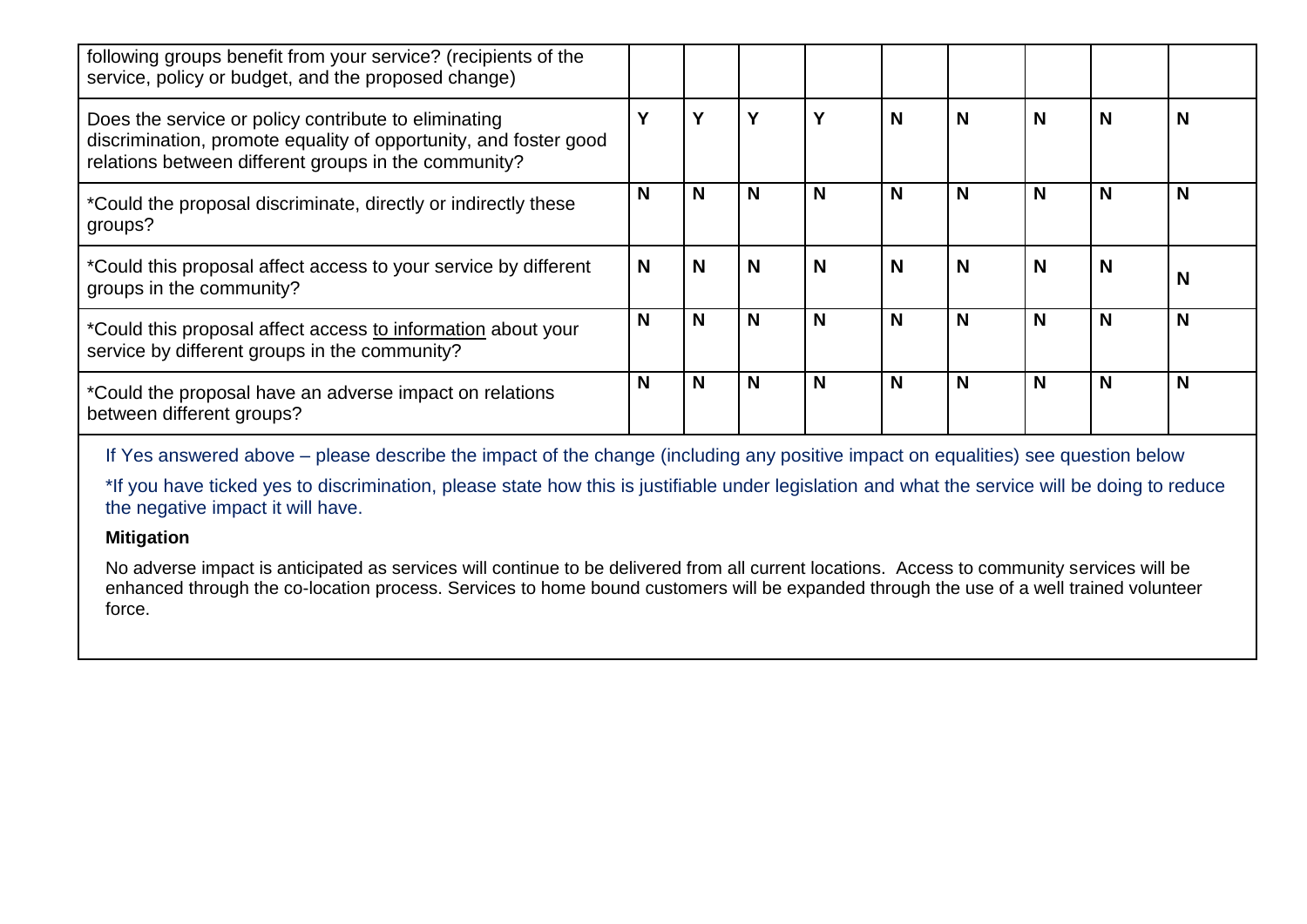| following groups benefit from your service? (recipients of the service, policy or budget, and the proposed change) | | | | | | | | | |
|---|---|---|---|---|---|---|---|---|---|
| Does the service or policy contribute to eliminating discrimination, promote equality of opportunity, and foster good relations between different groups in the community? | **Y** | **Y** | **Y** | **Y** | **N** | **N** | **N** | **N** | **N** |
| *Could the proposal discriminate, directly or indirectly these groups? | **N** | **N** | **N** | **N** | **N** | **N** | **N** | **N** | **N** |
| *Could this proposal affect access to your service by different groups in the community? | **N** | **N** | **N** | **N** | **N** | **N** | **N** | **N** | **N** |
| *Could this proposal affect access to information about your service by different groups in the community? | **N** | **N** | **N** | **N** | **N** | **N** | **N** | **N** | **N** |
| *Could the proposal have an adverse impact on relations between different groups? | **N** | **N** | **N** | **N** | **N** | **N** | **N** | **N** | **N** |

If Yes answered above – please describe the impact of the change (including any positive impact on equalities) see question below

*If you have ticked yes to discrimination, please state how this is justifiable under legislation and what the service will be doing to reduce the negative impact it will have.

**Mitigation**

No adverse impact is anticipated as services will continue to be delivered from all current locations. Access to community services will be enhanced through the co-location process. Services to home bound customers will be expanded through the use of a well trained volunteer force.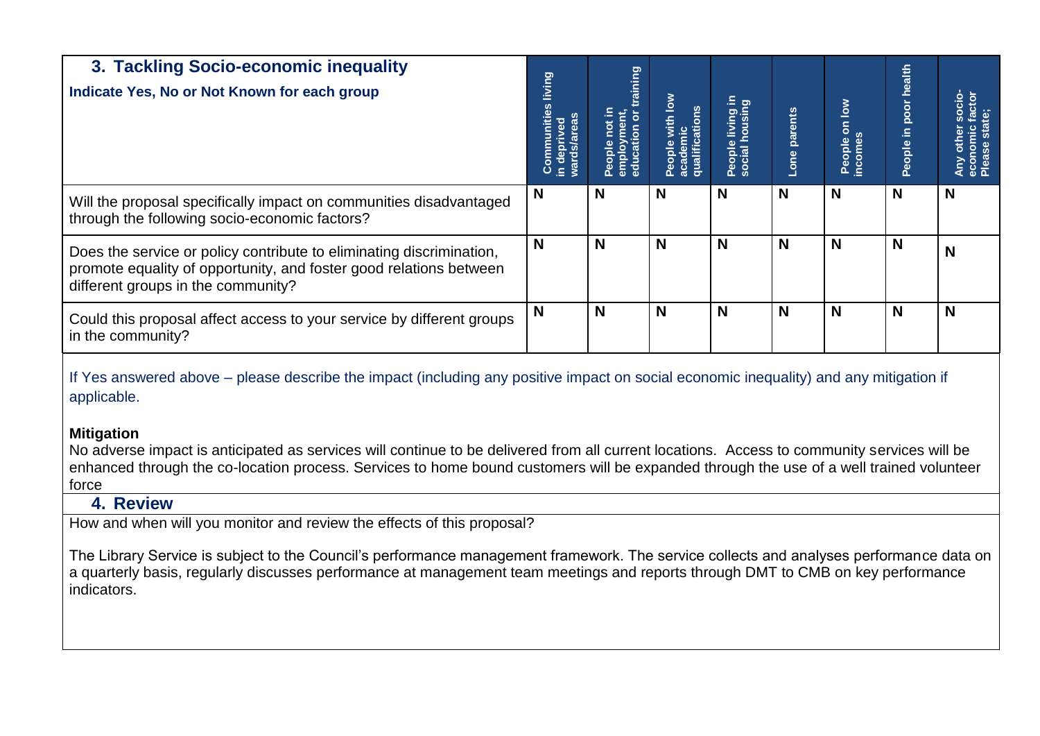## 3. Tackling Socio-economic inequality

| Indicate Yes, No or Not Known for each group | Communities living in deprived wards/areas | People not in employment, education or training | People with low academic qualifications | People living in social housing | Lone parents | People on low incomes | People in poor health | Any other socio-economic factor Please state; |
|---|---|---|---|---|---|---|---|---|
| Will the proposal specifically impact on communities disadvantaged through the following socio-economic factors? | **N** | **N** | **N** | **N** | **N** | **N** | **N** | **N** |
| Does the service or policy contribute to eliminating discrimination, promote equality of opportunity, and foster good relations between different groups in the community? | **N** | **N** | **N** | **N** | **N** | **N** | **N** | **N** |
| Could this proposal affect access to your service by different groups in the community? | **N** | **N** | **N** | **N** | **N** | **N** | **N** | **N** |

If Yes answered above – please describe the impact (including any positive impact on social economic inequality) and any mitigation if applicable.

**Mitigation**

No adverse impact is anticipated as services will continue to be delivered from all current locations. Access to community services will be enhanced through the co-location process. Services to home bound customers will be expanded through the use of a well trained volunteer force

## 4. Review

How and when will you monitor and review the effects of this proposal?

The Library Service is subject to the Council's performance management framework. The service collects and analyses performance data on a quarterly basis, regularly discusses performance at management team meetings and reports through DMT to CMB on key performance indicators.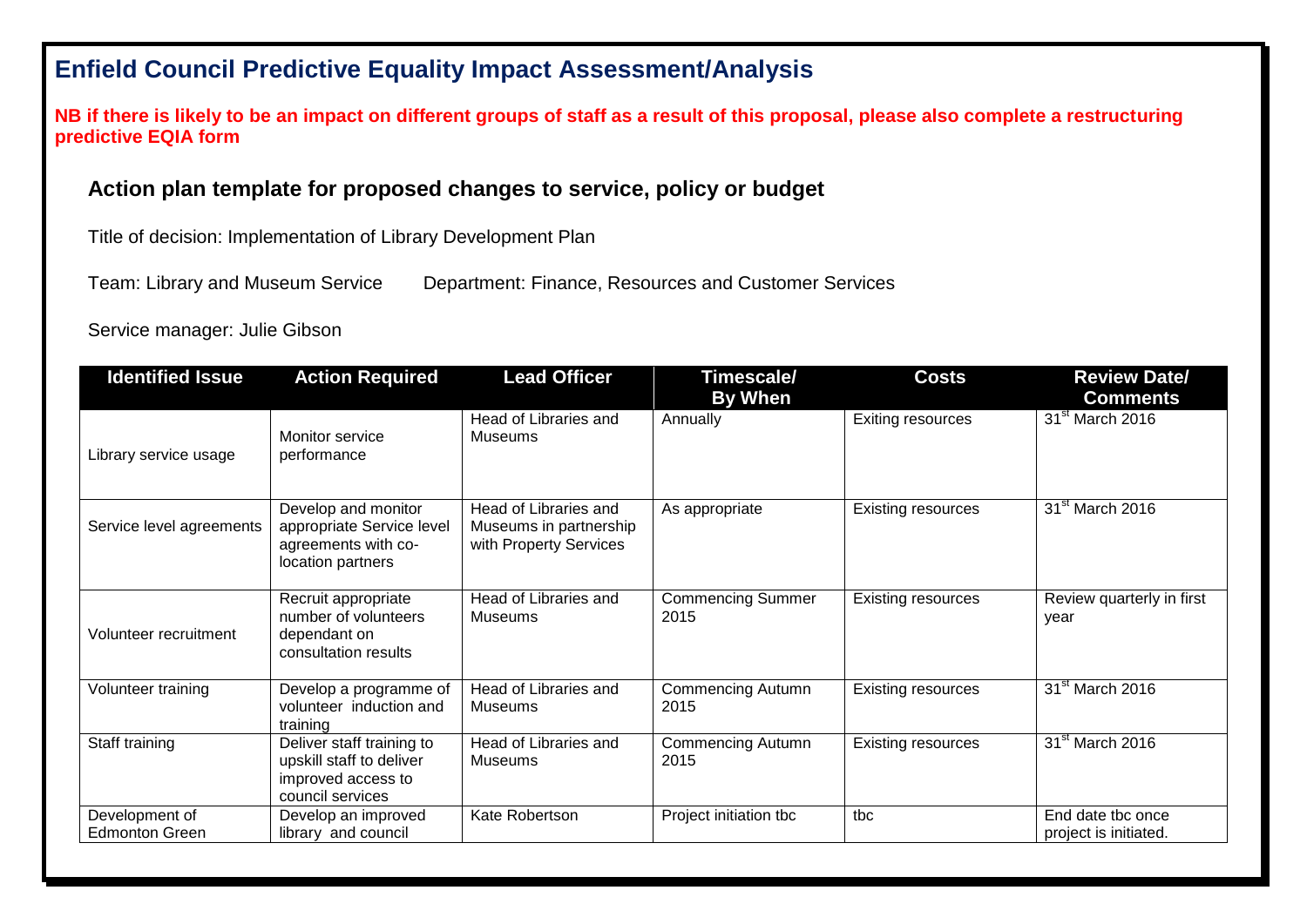# Enfield Council Predictive Equality Impact Assessment/Analysis

**NB if there is likely to be an impact on different groups of staff as a result of this proposal, please also complete a restructuring predictive EQIA form**

### Action plan template for proposed changes to service, policy or budget

Title of decision: Implementation of Library Development Plan

Team: Library and Museum Service Department: Finance, Resources and Customer Services

Service manager: Julie Gibson

| Identified Issue | Action Required | Lead Officer | Timescale/ By When | Costs | Review Date/ Comments |
|---|---|---|---|---|---|
| Library service usage | Monitor service performance | Head of Libraries and Museums | Annually | Exiting resources | 31st March 2016 |
| Service level agreements | Develop and monitor appropriate Service level agreements with co-location partners | Head of Libraries and Museums in partnership with Property Services | As appropriate | Existing resources | 31st March 2016 |
| Volunteer recruitment | Recruit appropriate number of volunteers dependant on consultation results | Head of Libraries and Museums | Commencing Summer 2015 | Existing resources | Review quarterly in first year |
| Volunteer training | Develop a programme of volunteer induction and training | Head of Libraries and Museums | Commencing Autumn 2015 | Existing resources | 31st March 2016 |
| Staff training | Deliver staff training to upskill staff to deliver improved access to council services | Head of Libraries and Museums | Commencing Autumn 2015 | Existing resources | 31st March 2016 |
| Development of Edmonton Green | Develop an improved library and council | Kate Robertson | Project initiation tbc | tbc | End date tbc once project is initiated. |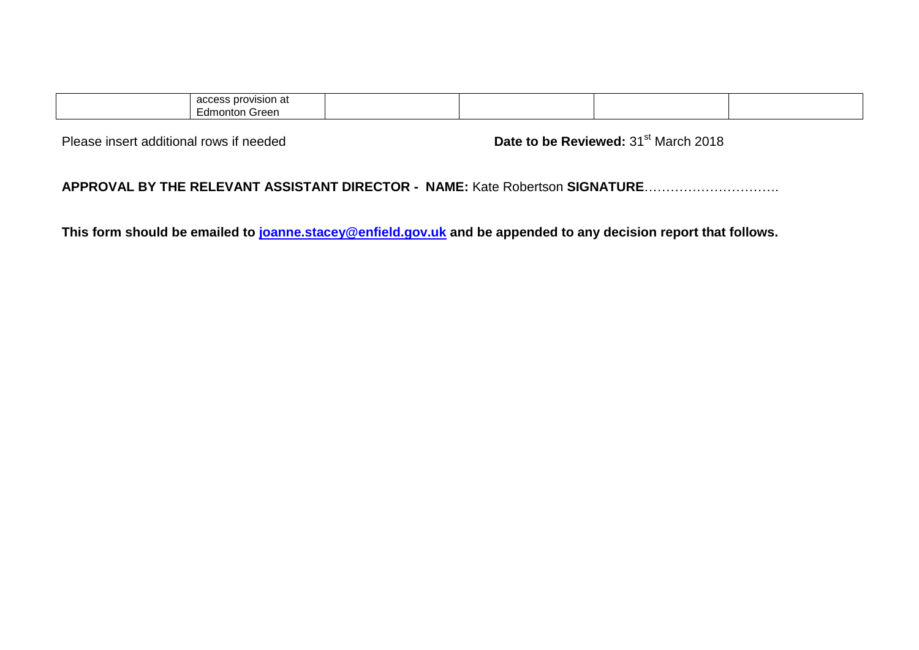| | | | | | |
|---|---|---|---|---|---|
| | access provision at Edmonton Green | | | | |

Please insert additional rows if needed

**Date to be Reviewed:** 31st March 2018

**APPROVAL BY THE RELEVANT ASSISTANT DIRECTOR - NAME:** Kate Robertson **SIGNATURE**………………………….

**This form should be emailed to [joanne.stacey@enfield.gov.uk](mailto:joanne.stacey@enfield.gov.uk) and be appended to any decision report that follows.**